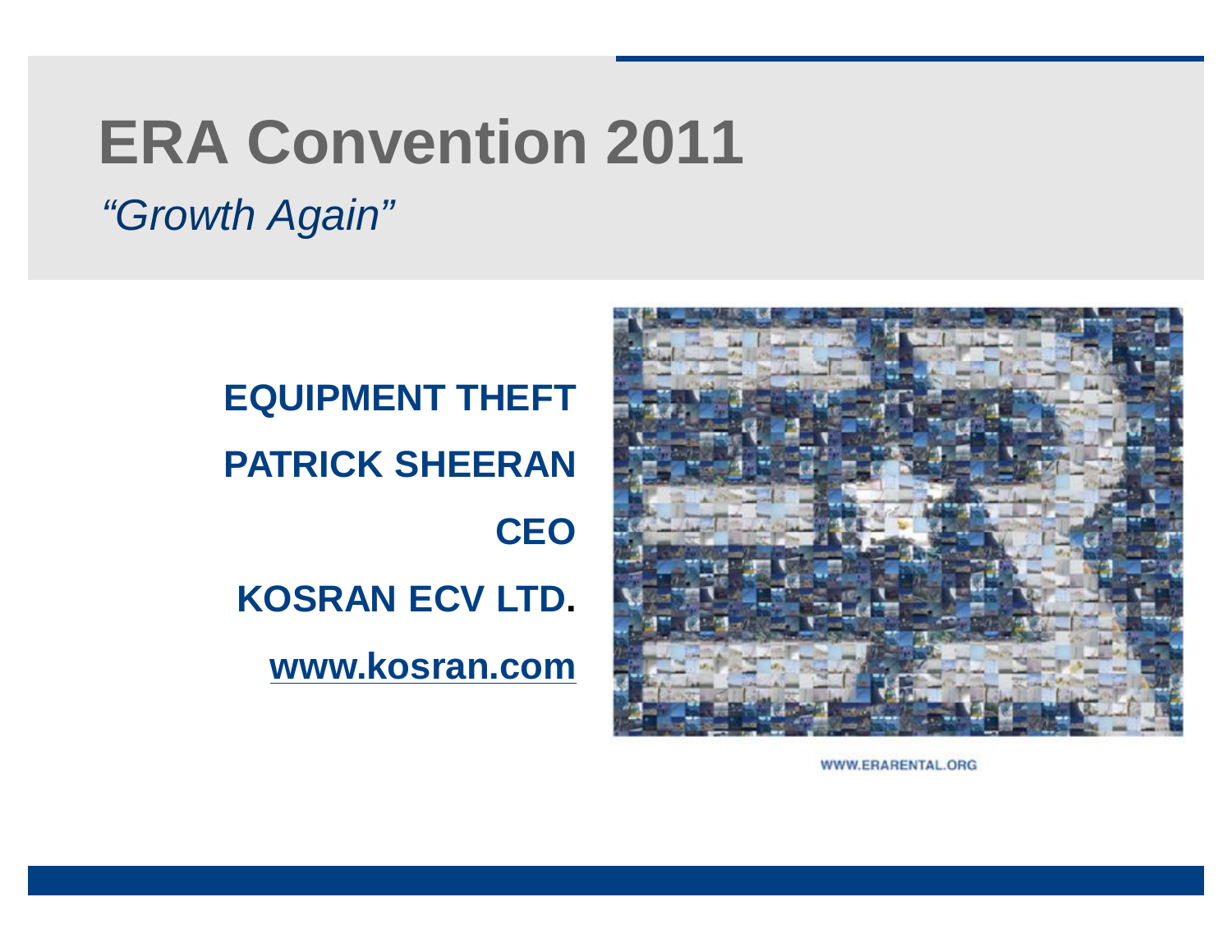# ERA Convention 2011

*"Growth Again"*

**EQUIPMENT THEFT**

**PATRICK SHEERAN**

**CEO**

**KOSRAN ECV LTD.**

**www.kosran.com**

WWW.ERARENTAL.ORG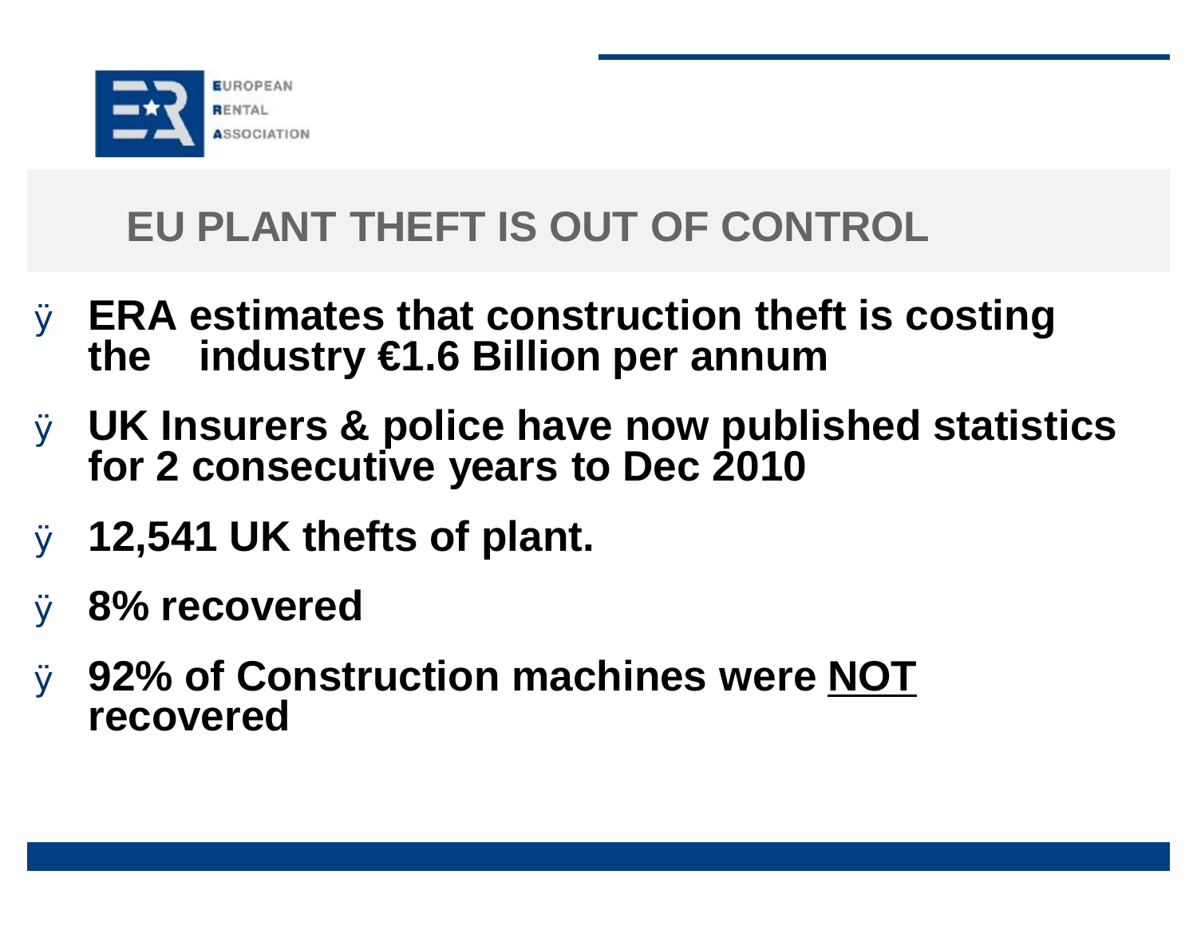# EU PLANT THEFT IS OUT OF CONTROL

- **ERA estimates that construction theft is costing the industry €1.6 Billion per annum**
- **UK Insurers & police have now published statistics for 2 consecutive years to Dec 2010**
- **12,541 UK thefts of plant.**
- **8% recovered**
- **92% of Construction machines were <u>NOT</u> recovered**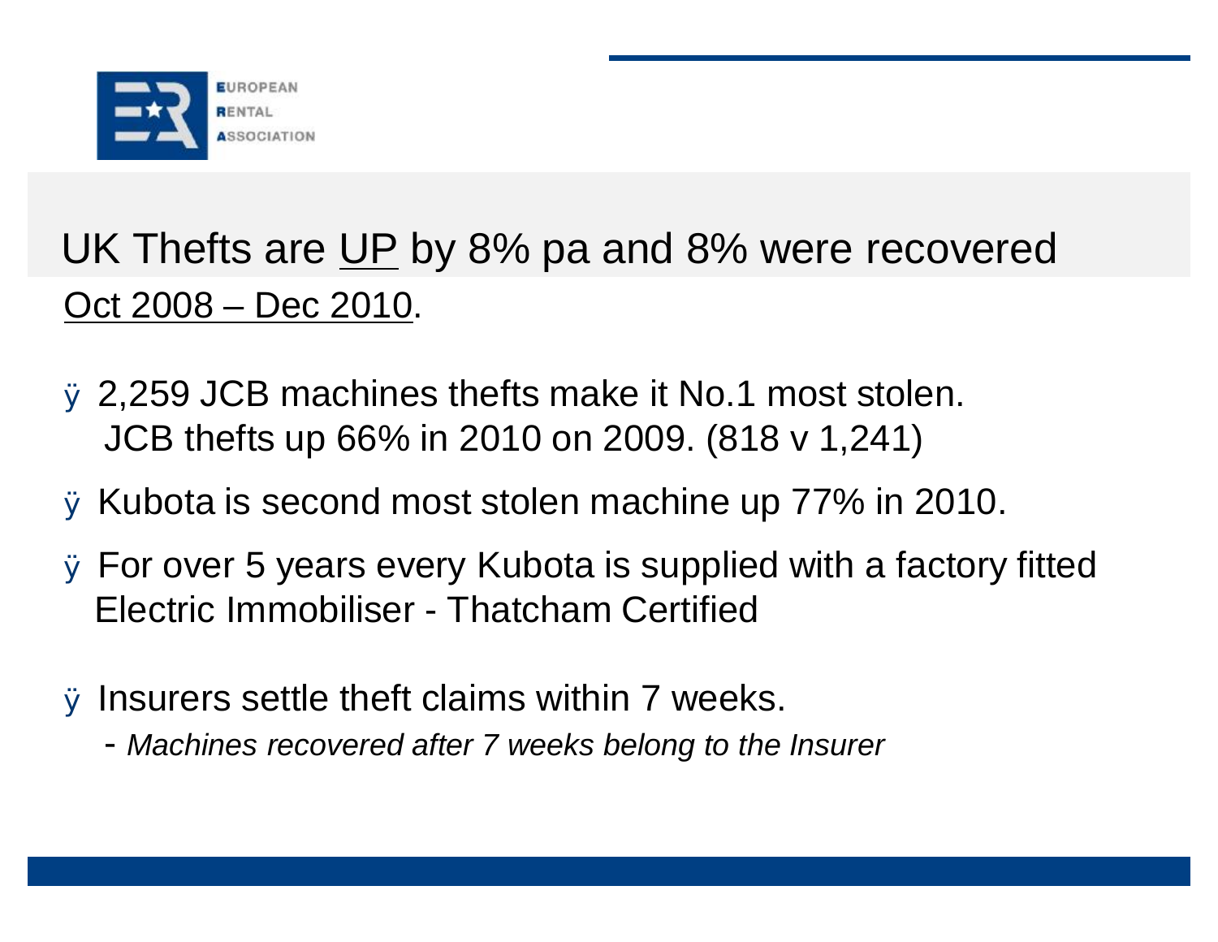## UK Thefts are UP by 8% pa and 8% were recovered Oct 2008 – Dec 2010.

- 2,259 JCB machines thefts make it No.1 most stolen. JCB thefts up 66% in 2010 on 2009. (818 v 1,241)
- Kubota is second most stolen machine up 77% in 2010.
- For over 5 years every Kubota is supplied with a factory fitted Electric Immobiliser - Thatcham Certified
- Insurers settle theft claims within 7 weeks.
  - *Machines recovered after 7 weeks belong to the Insurer*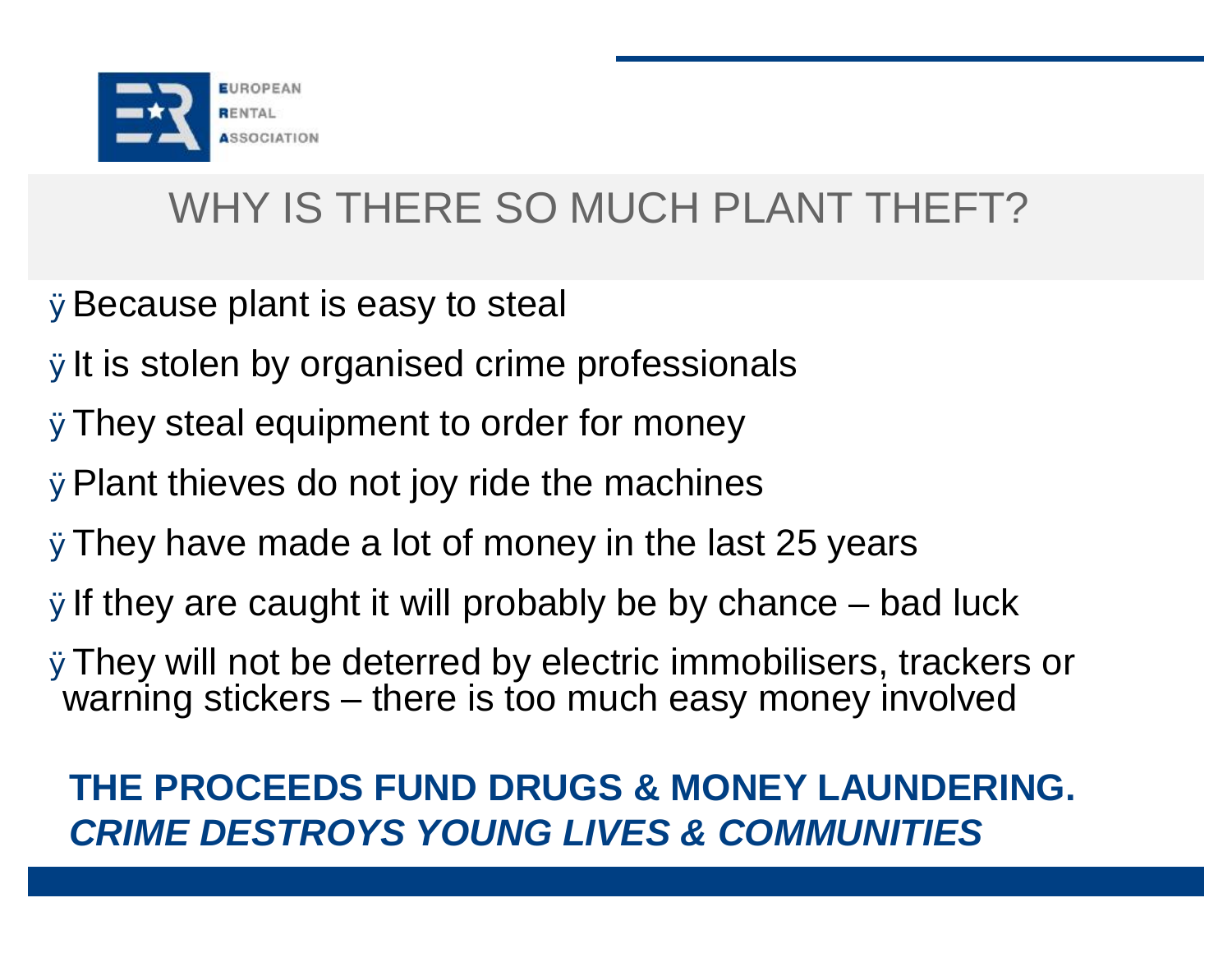# WHY IS THERE SO MUCH PLANT THEFT?

- Because plant is easy to steal
- It is stolen by organised crime professionals
- They steal equipment to order for money
- Plant thieves do not joy ride the machines
- They have made a lot of money in the last 25 years
- If they are caught it will probably be by chance – bad luck
- They will not be deterred by electric immobilisers, trackers or warning stickers – there is too much easy money involved

**THE PROCEEDS FUND DRUGS & MONEY LAUNDERING.**
***CRIME DESTROYS YOUNG LIVES & COMMUNITIES***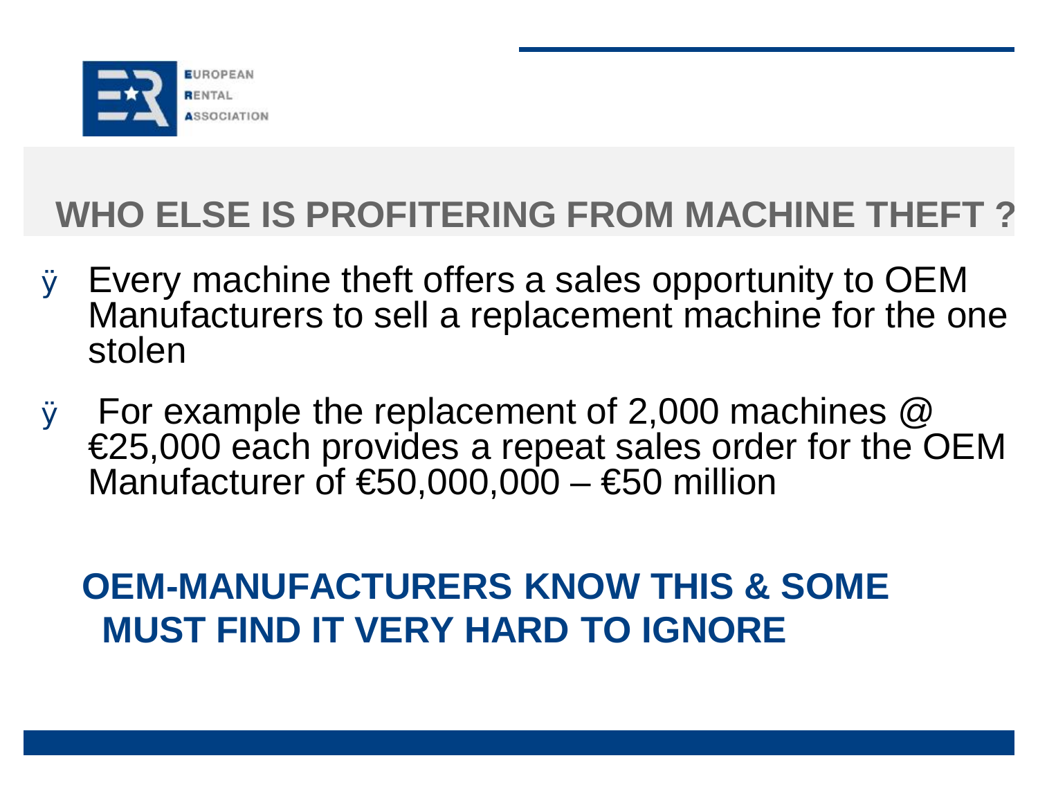## WHO ELSE IS PROFITERING FROM MACHINE THEFT ?

- Every machine theft offers a sales opportunity to OEM Manufacturers to sell a replacement machine for the one stolen
- For example the replacement of 2,000 machines @ €25,000 each provides a repeat sales order for the OEM Manufacturer of €50,000,000 – €50 million

**OEM-MANUFACTURERS KNOW THIS & SOME MUST FIND IT VERY HARD TO IGNORE**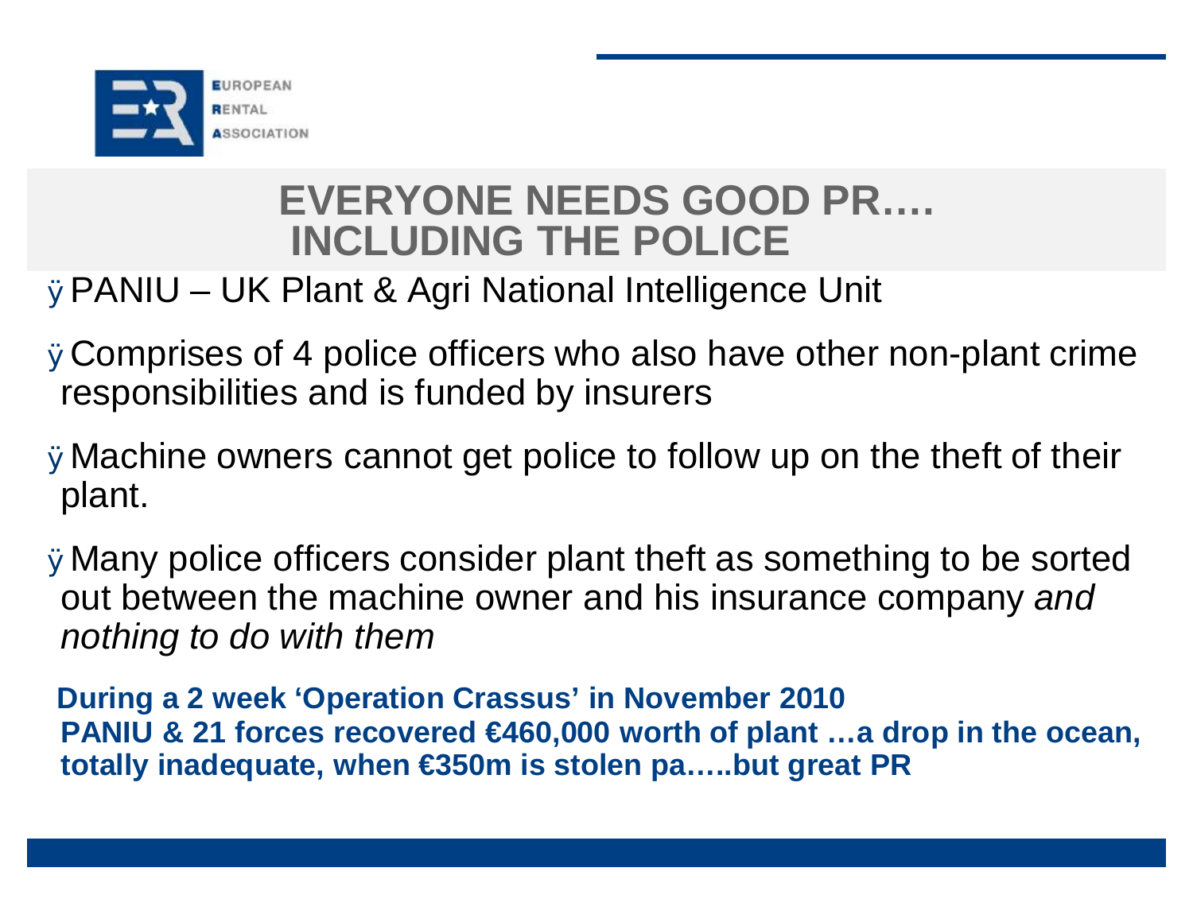# EVERYONE NEEDS GOOD PR…. INCLUDING THE POLICE

- PANIU – UK Plant & Agri National Intelligence Unit
- Comprises of 4 police officers who also have other non-plant crime responsibilities and is funded by insurers
- Machine owners cannot get police to follow up on the theft of their plant.
- Many police officers consider plant theft as something to be sorted out between the machine owner and his insurance company *and nothing to do with them*

**During a 2 week 'Operation Crassus' in November 2010 PANIU & 21 forces recovered €460,000 worth of plant …a drop in the ocean, totally inadequate, when €350m is stolen pa…..but great PR**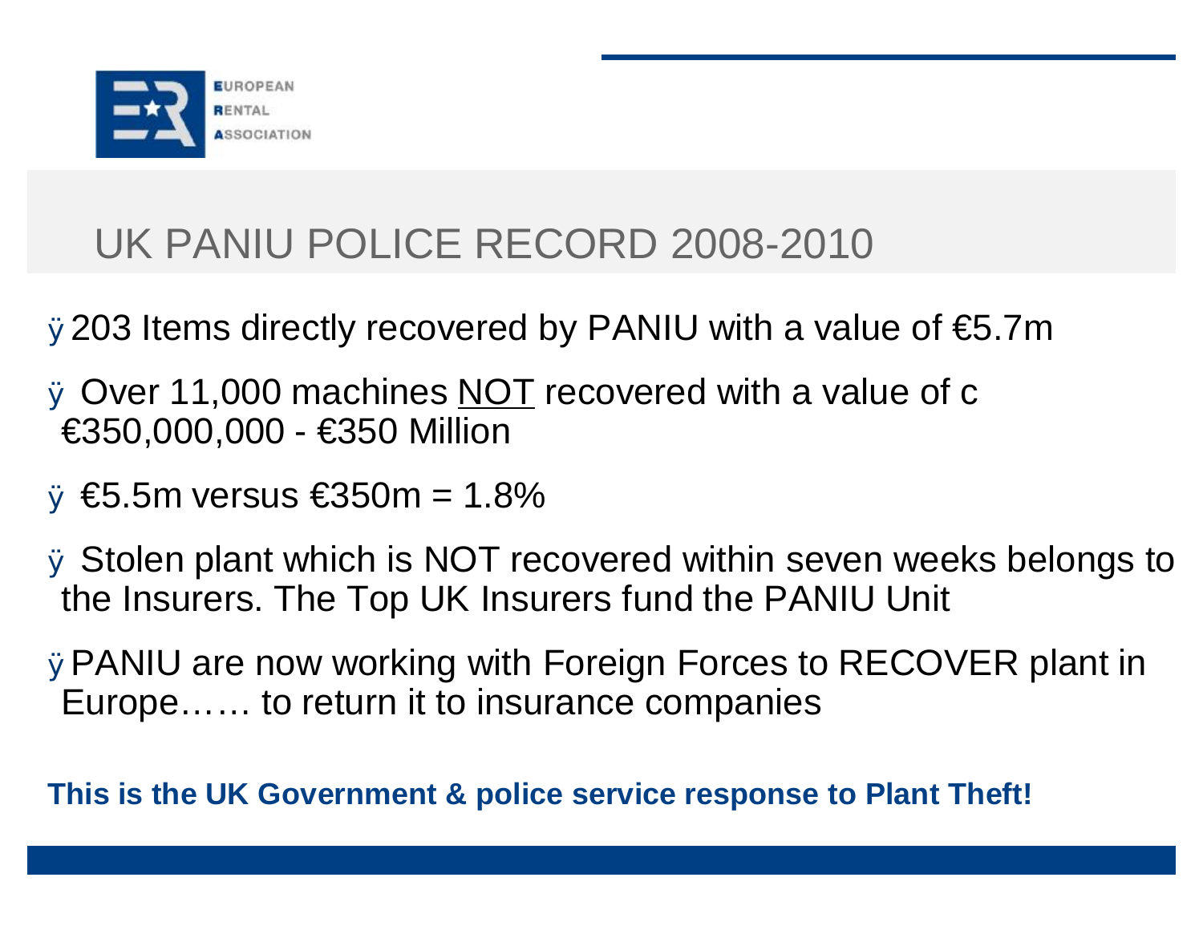# UK PANIU POLICE RECORD 2008-2010

- 203 Items directly recovered by PANIU with a value of €5.7m
- Over 11,000 machines NOT recovered with a value of c €350,000,000 - €350 Million
- €5.5m versus €350m = 1.8%
- Stolen plant which is NOT recovered within seven weeks belongs to the Insurers. The Top UK Insurers fund the PANIU Unit
- PANIU are now working with Foreign Forces to RECOVER plant in Europe…… to return it to insurance companies

**This is the UK Government & police service response to Plant Theft!**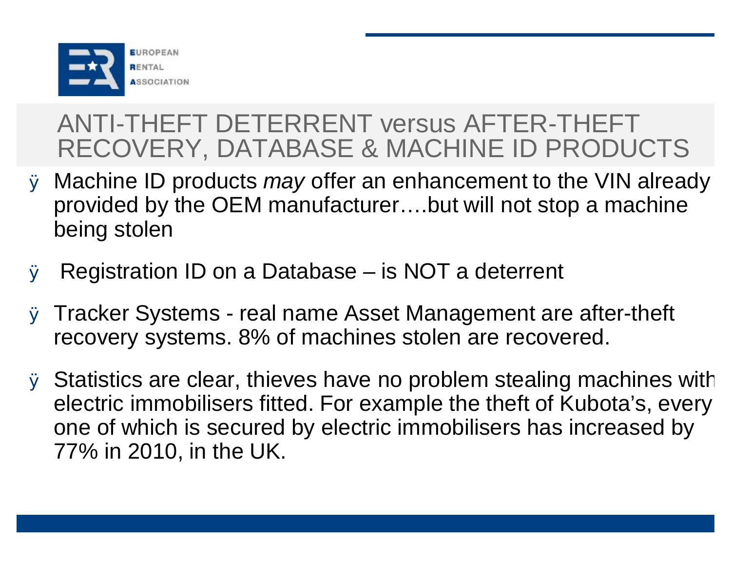## ANTI-THEFT DETERRENT versus AFTER-THEFT RECOVERY, DATABASE & MACHINE ID PRODUCTS

- Machine ID products *may* offer an enhancement to the VIN already provided by the OEM manufacturer….but will not stop a machine being stolen
- Registration ID on a Database – is NOT a deterrent
- Tracker Systems - real name Asset Management are after-theft recovery systems. 8% of machines stolen are recovered.
- Statistics are clear, thieves have no problem stealing machines with electric immobilisers fitted. For example the theft of Kubota's, every one of which is secured by electric immobilisers has increased by 77% in 2010, in the UK.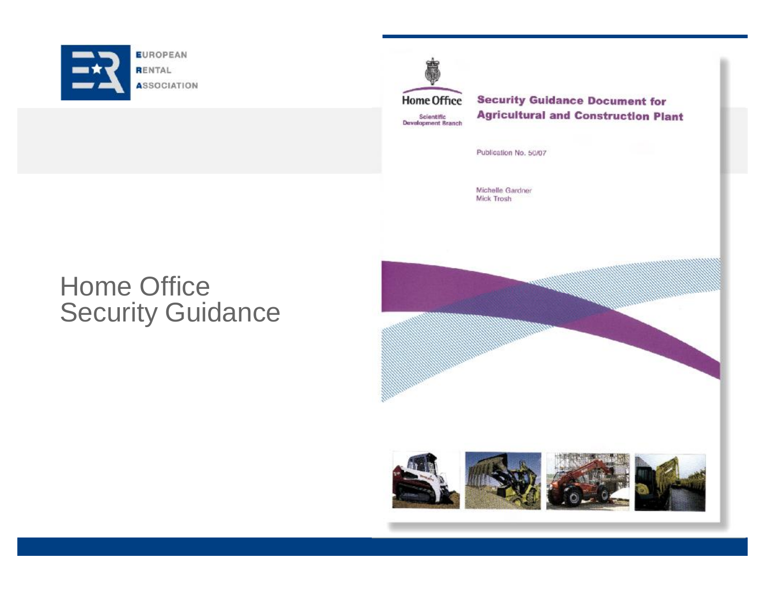EUROPEAN
RENTAL
ASSOCIATION

# Home Office Security Guidance

Home Office

Scientific Development Branch

**Security Guidance Document for Agricultural and Construction Plant**

Publication No. 50/07

Michelle Gardner
Mick Trosh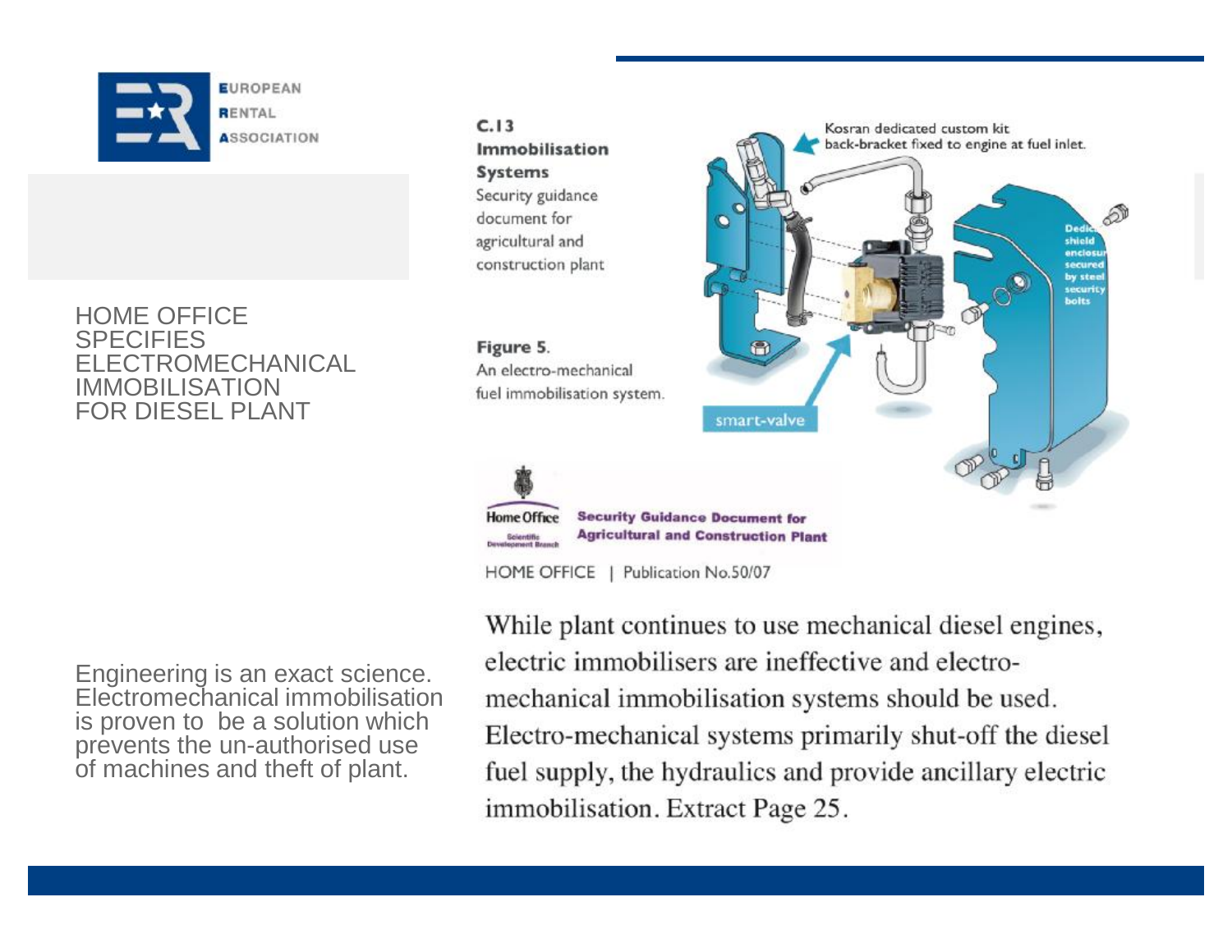EUROPEAN RENTAL ASSOCIATION

# HOME OFFICE SPECIFIES ELECTROMECHANICAL IMMOBILISATION FOR DIESEL PLANT

**C.13**
**Immobilisation Systems**
Security guidance document for agricultural and construction plant

Kosran dedicated custom kit back-bracket fixed to engine at fuel inlet.

Dedicated shield enclosure secured by steel security bolts

smart-valve

**Figure 5.**
An electro-mechanical fuel immobilisation system.

Home Office Scientific Development Branch

**Security Guidance Document for Agricultural and Construction Plant**

HOME OFFICE | Publication No.50/07

Engineering is an exact science. Electromechanical immobilisation is proven to be a solution which prevents the un-authorised use of machines and theft of plant.

While plant continues to use mechanical diesel engines, electric immobilisers are ineffective and electro-mechanical immobilisation systems should be used. Electro-mechanical systems primarily shut-off the diesel fuel supply, the hydraulics and provide ancillary electric immobilisation. Extract Page 25.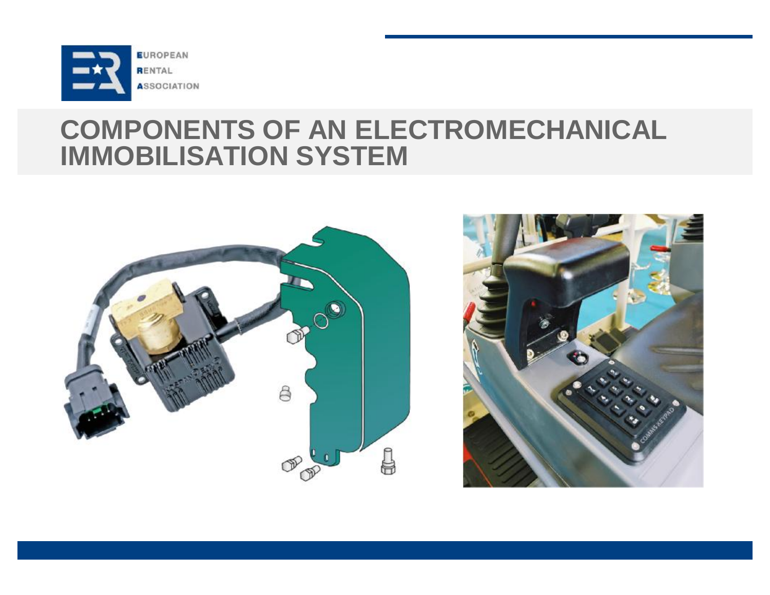# COMPONENTS OF AN ELECTROMECHANICAL IMMOBILISATION SYSTEM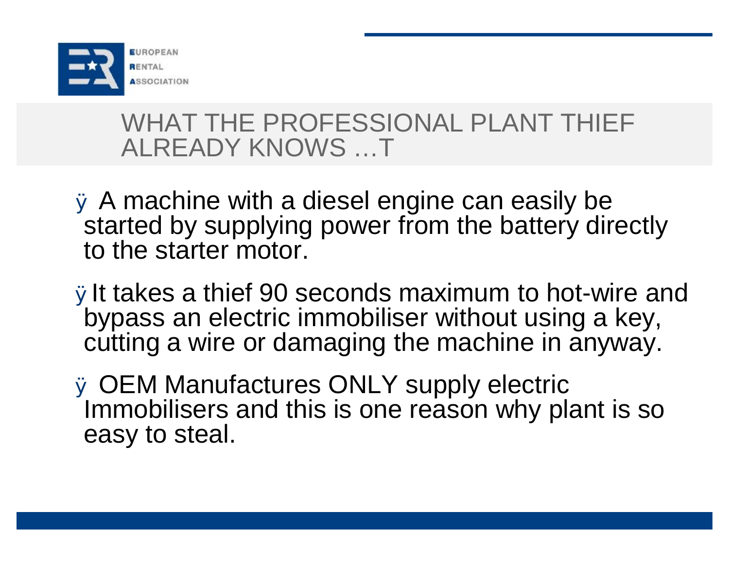## WHAT THE PROFESSIONAL PLANT THIEF ALREADY KNOWS …T

- A machine with a diesel engine can easily be started by supplying power from the battery directly to the starter motor.
- It takes a thief 90 seconds maximum to hot-wire and bypass an electric immobiliser without using a key, cutting a wire or damaging the machine in anyway.
- OEM Manufactures ONLY supply electric Immobilisers and this is one reason why plant is so easy to steal.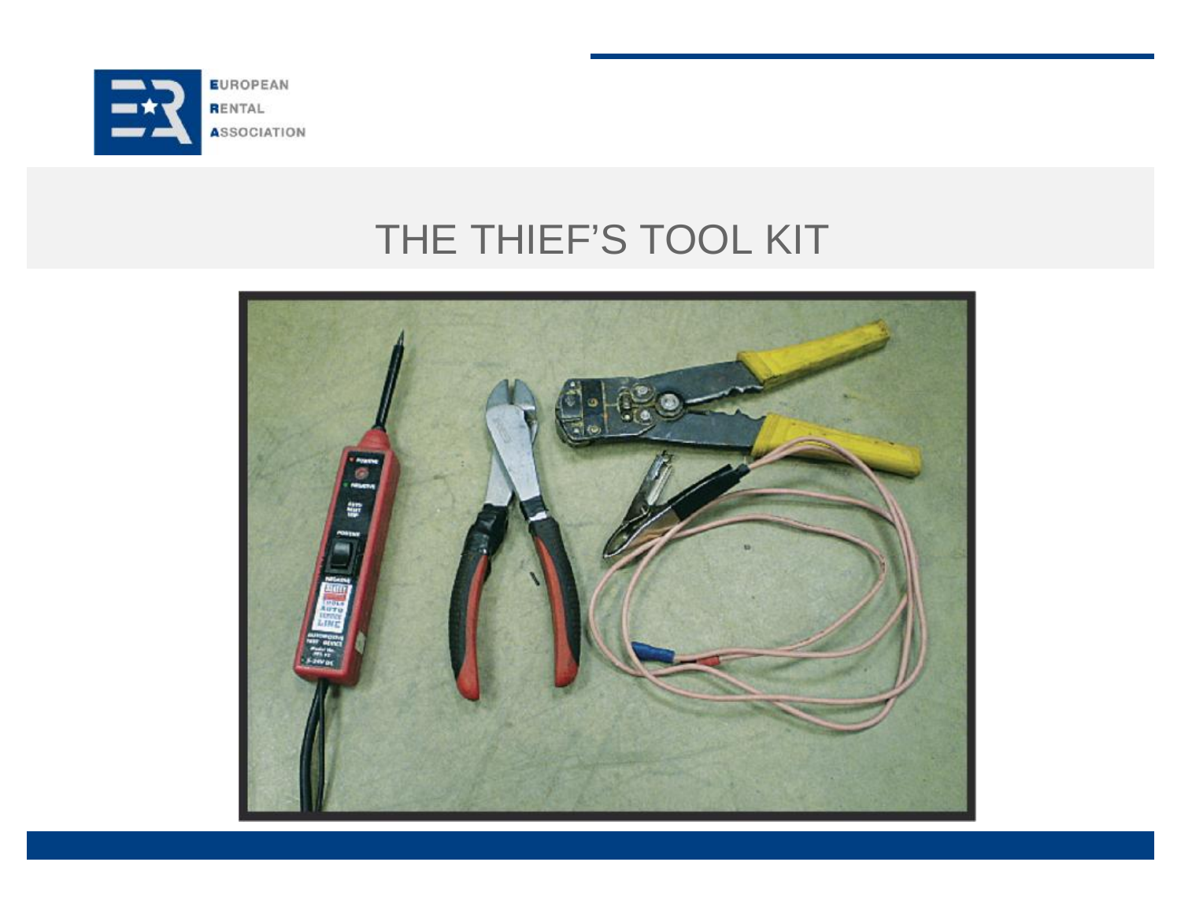# THE THIEF'S TOOL KIT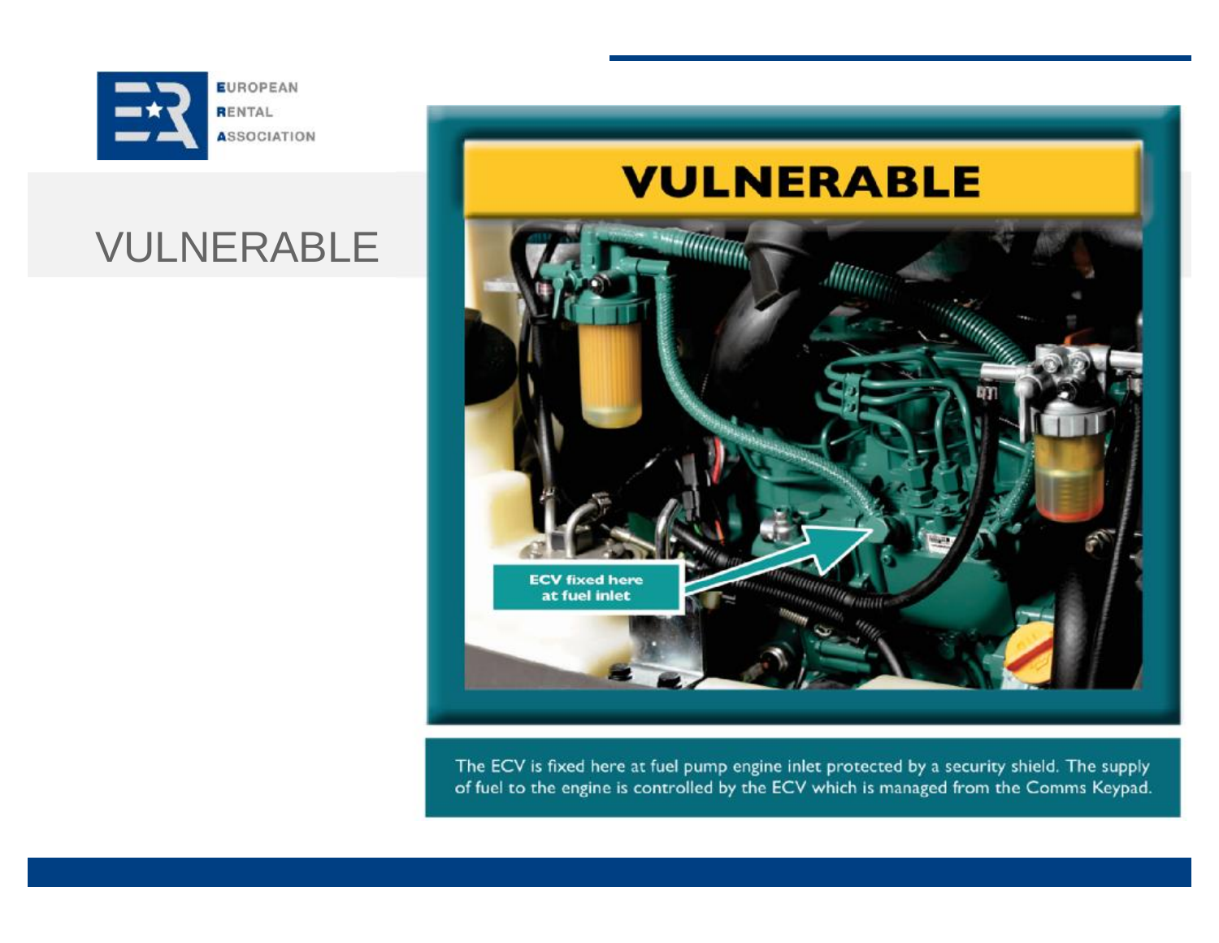# VULNERABLE

VULNERABLE

ECV fixed here at fuel inlet

The ECV is fixed here at fuel pump engine inlet protected by a security shield. The supply of fuel to the engine is controlled by the ECV which is managed from the Comms Keypad.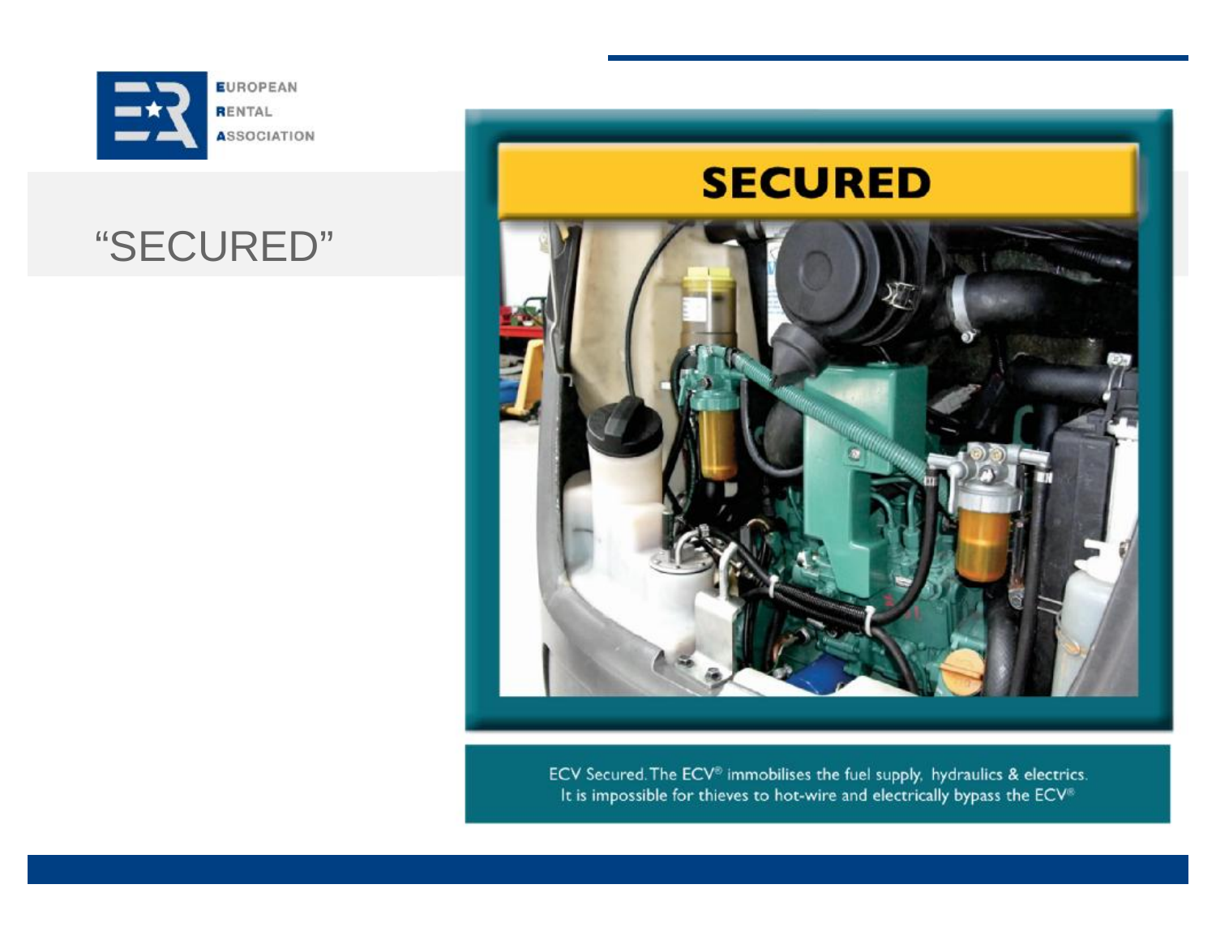# "SECURED"

SECURED

ECV Secured. The ECV® immobilises the fuel supply, hydraulics & electrics.
It is impossible for thieves to hot-wire and electrically bypass the ECV®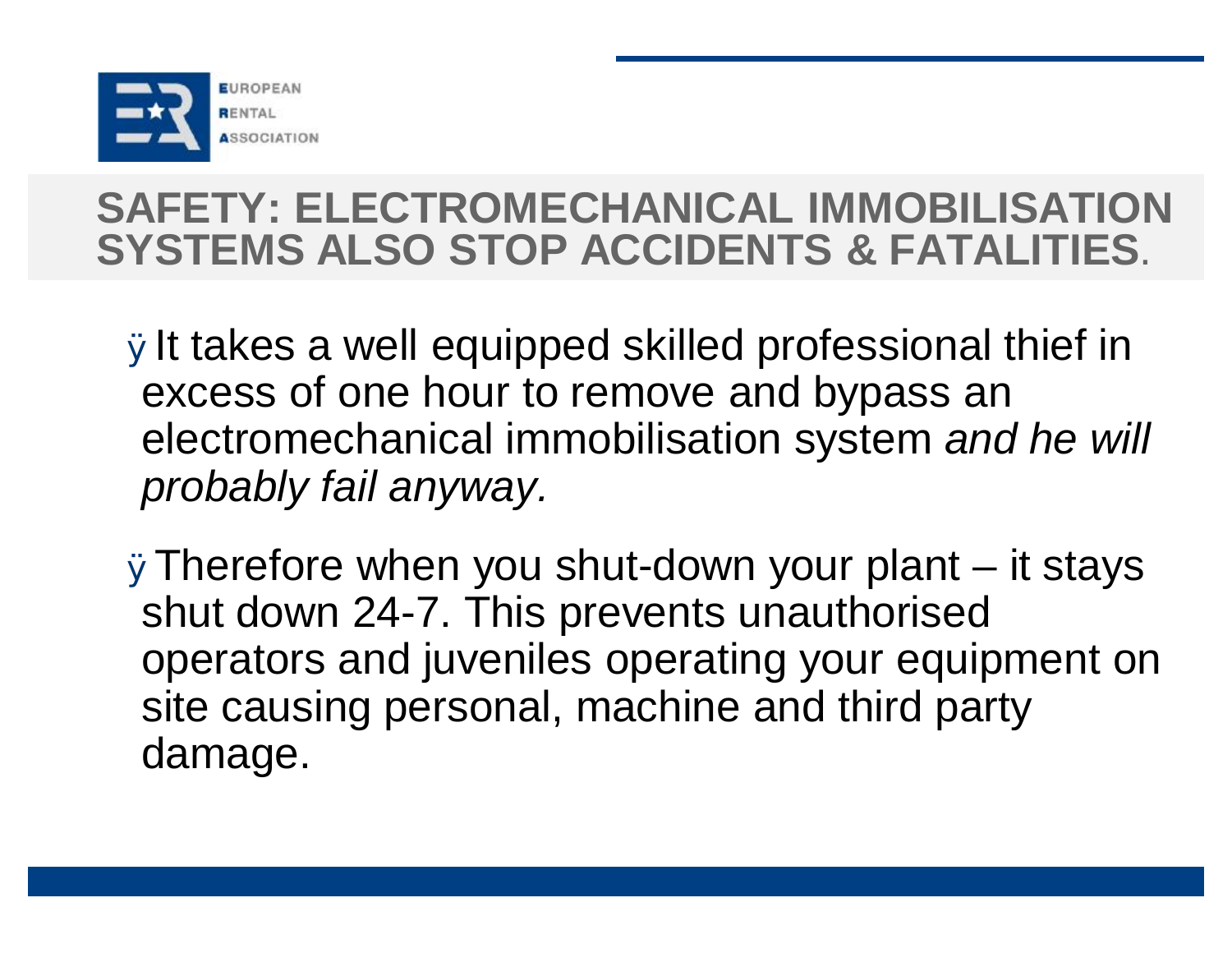# SAFETY: ELECTROMECHANICAL IMMOBILISATION SYSTEMS ALSO STOP ACCIDENTS & FATALITIES.

- It takes a well equipped skilled professional thief in excess of one hour to remove and bypass an electromechanical immobilisation system *and he will probably fail anyway.*
- Therefore when you shut-down your plant – it stays shut down 24-7. This prevents unauthorised operators and juveniles operating your equipment on site causing personal, machine and third party damage.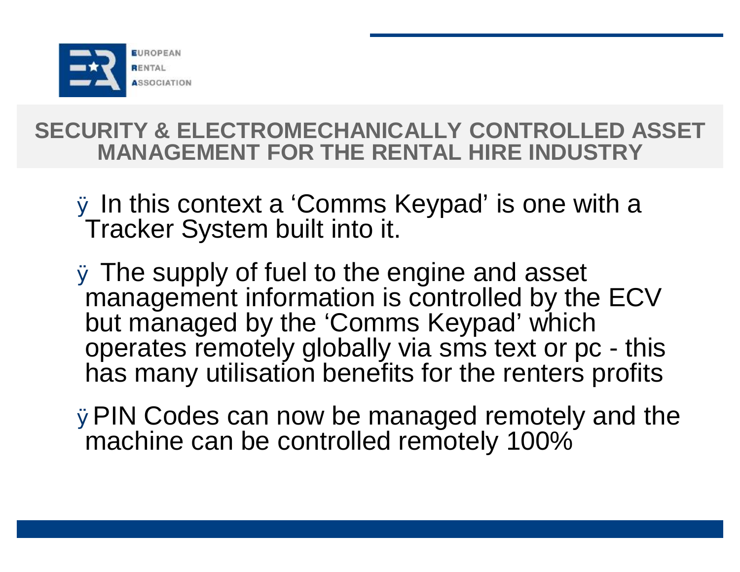## SECURITY & ELECTROMECHANICALLY CONTROLLED ASSET MANAGEMENT FOR THE RENTAL HIRE INDUSTRY

- In this context a 'Comms Keypad' is one with a Tracker System built into it.
- The supply of fuel to the engine and asset management information is controlled by the ECV but managed by the 'Comms Keypad' which operates remotely globally via sms text or pc - this has many utilisation benefits for the renters profits
- PIN Codes can now be managed remotely and the machine can be controlled remotely 100%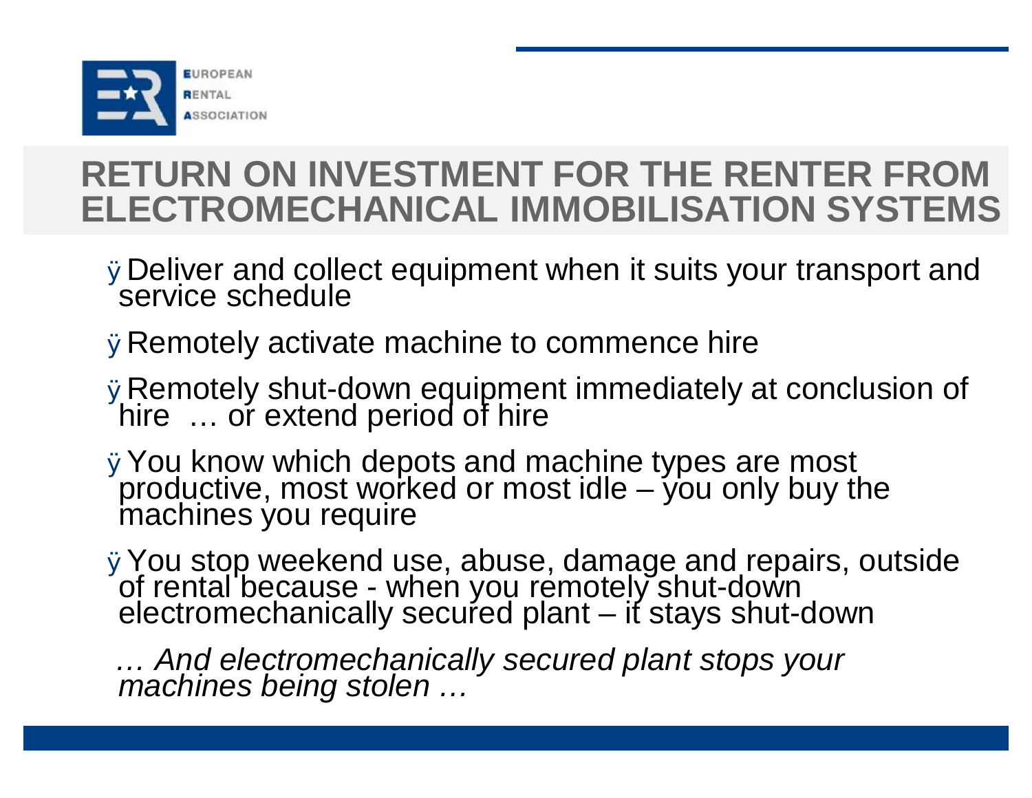# RETURN ON INVESTMENT FOR THE RENTER FROM ELECTROMECHANICAL IMMOBILISATION SYSTEMS

- Deliver and collect equipment when it suits your transport and service schedule
- Remotely activate machine to commence hire
- Remotely shut-down equipment immediately at conclusion of hire … or extend period of hire
- You know which depots and machine types are most productive, most worked or most idle – you only buy the machines you require
- You stop weekend use, abuse, damage and repairs, outside of rental because - when you remotely shut-down electromechanically secured plant – it stays shut-down

*… And electromechanically secured plant stops your machines being stolen …*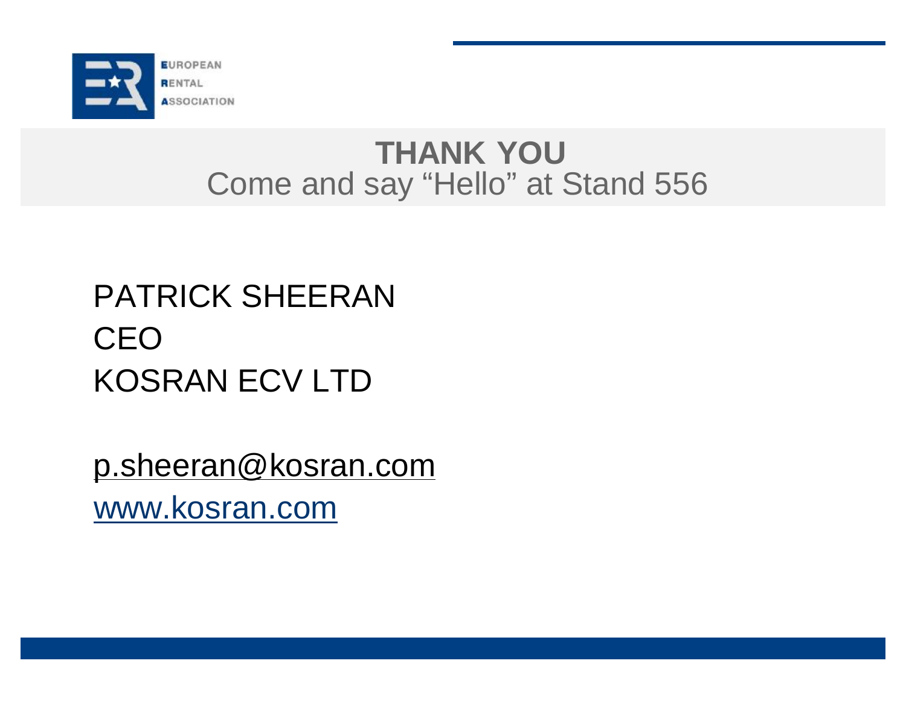EUROPEAN
RENTAL
ASSOCIATION

## THANK YOU

Come and say “Hello” at Stand 556

PATRICK SHEERAN
CEO
KOSRAN ECV LTD

p.sheeran@kosran.com
www.kosran.com